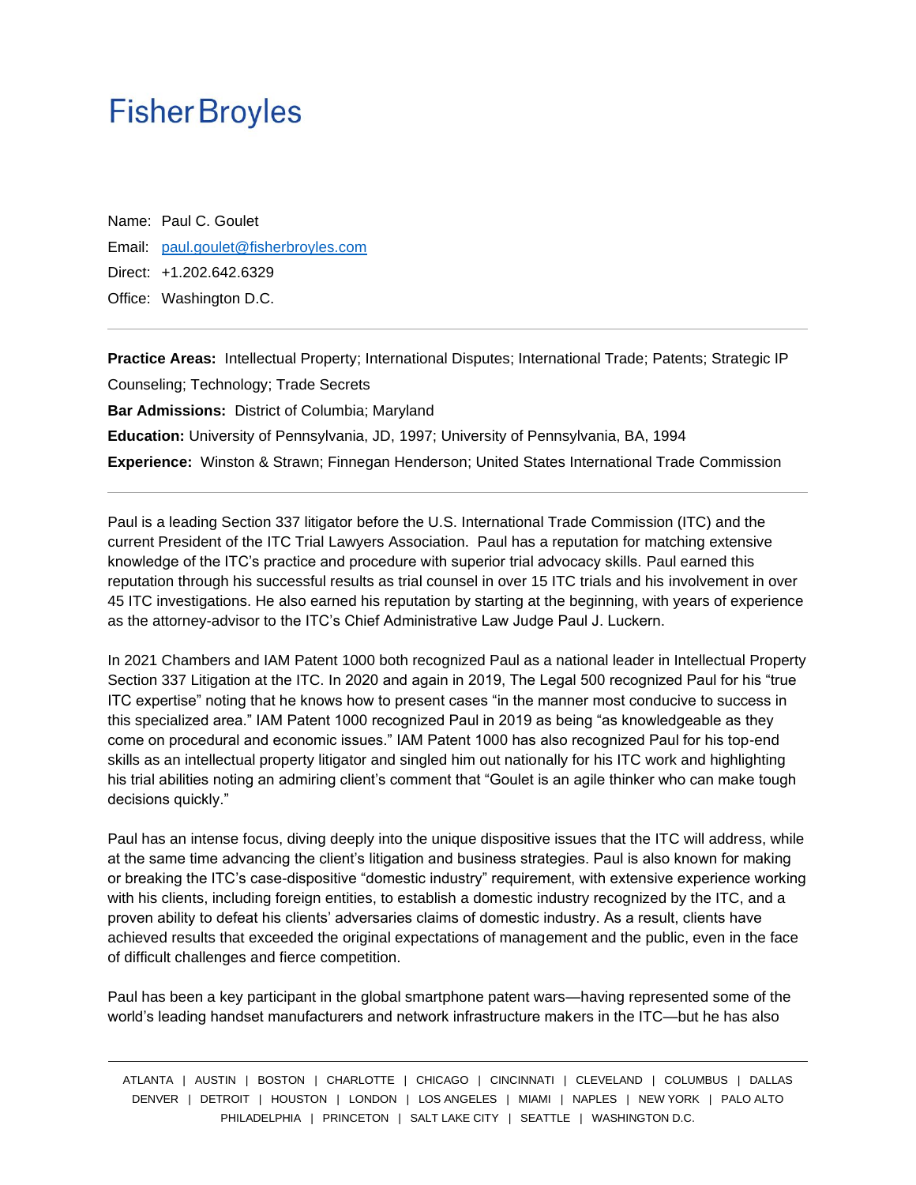# Fisher Broyles

Name: Paul C. Goulet

Email: paul.goulet@fisherbroyles.com

Direct: +1.202.642.6329

Office: Washington D.C.

---

**Practice Areas:** Intellectual Property; International Disputes; International Trade; Patents; Strategic IP Counseling; Technology; Trade Secrets

**Bar Admissions:** District of Columbia; Maryland

**Education:** University of Pennsylvania, JD, 1997; University of Pennsylvania, BA, 1994

**Experience:** Winston & Strawn; Finnegan Henderson; United States International Trade Commission

---

Paul is a leading Section 337 litigator before the U.S. International Trade Commission (ITC) and the current President of the ITC Trial Lawyers Association. Paul has a reputation for matching extensive knowledge of the ITC's practice and procedure with superior trial advocacy skills. Paul earned this reputation through his successful results as trial counsel in over 15 ITC trials and his involvement in over 45 ITC investigations. He also earned his reputation by starting at the beginning, with years of experience as the attorney-advisor to the ITC's Chief Administrative Law Judge Paul J. Luckern.

In 2021 Chambers and IAM Patent 1000 both recognized Paul as a national leader in Intellectual Property Section 337 Litigation at the ITC. In 2020 and again in 2019, The Legal 500 recognized Paul for his "true ITC expertise" noting that he knows how to present cases "in the manner most conducive to success in this specialized area." IAM Patent 1000 recognized Paul in 2019 as being "as knowledgeable as they come on procedural and economic issues." IAM Patent 1000 has also recognized Paul for his top-end skills as an intellectual property litigator and singled him out nationally for his ITC work and highlighting his trial abilities noting an admiring client's comment that "Goulet is an agile thinker who can make tough decisions quickly."

Paul has an intense focus, diving deeply into the unique dispositive issues that the ITC will address, while at the same time advancing the client's litigation and business strategies. Paul is also known for making or breaking the ITC's case-dispositive "domestic industry" requirement, with extensive experience working with his clients, including foreign entities, to establish a domestic industry recognized by the ITC, and a proven ability to defeat his clients' adversaries claims of domestic industry. As a result, clients have achieved results that exceeded the original expectations of management and the public, even in the face of difficult challenges and fierce competition.

Paul has been a key participant in the global smartphone patent wars—having represented some of the world's leading handset manufacturers and network infrastructure makers in the ITC—but he has also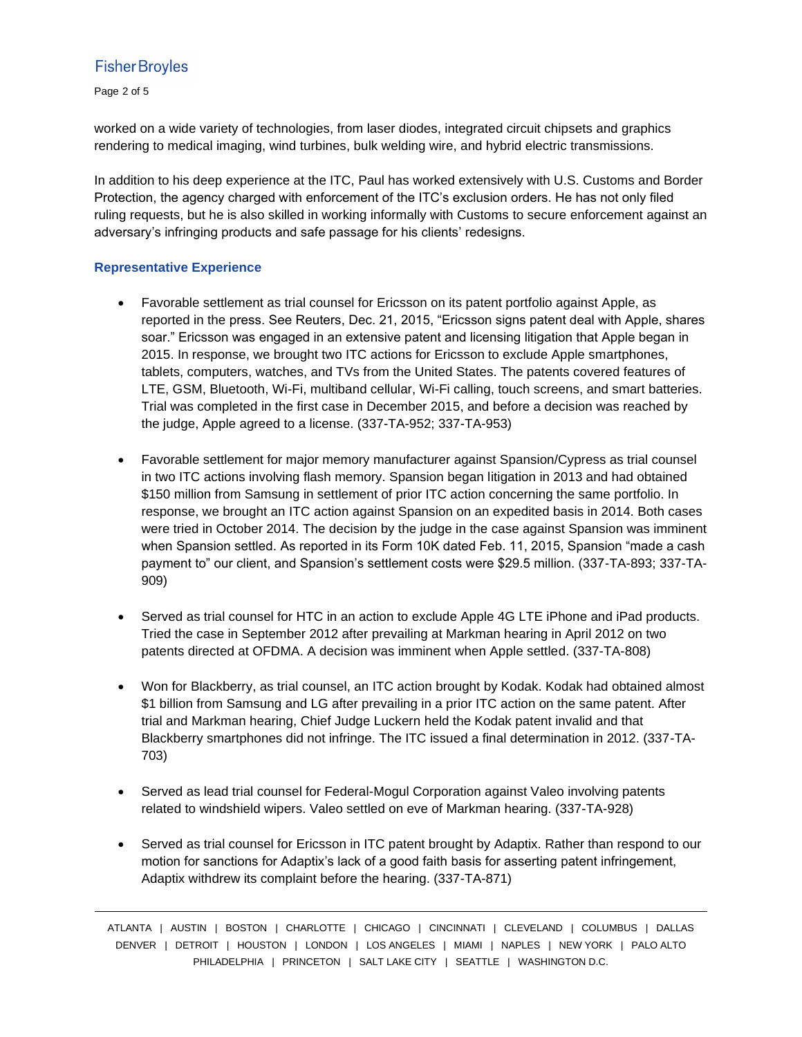worked on a wide variety of technologies, from laser diodes, integrated circuit chipsets and graphics rendering to medical imaging, wind turbines, bulk welding wire, and hybrid electric transmissions.

In addition to his deep experience at the ITC, Paul has worked extensively with U.S. Customs and Border Protection, the agency charged with enforcement of the ITC's exclusion orders. He has not only filed ruling requests, but he is also skilled in working informally with Customs to secure enforcement against an adversary's infringing products and safe passage for his clients' redesigns.

## Representative Experience

- Favorable settlement as trial counsel for Ericsson on its patent portfolio against Apple, as reported in the press. See Reuters, Dec. 21, 2015, "Ericsson signs patent deal with Apple, shares soar." Ericsson was engaged in an extensive patent and licensing litigation that Apple began in 2015. In response, we brought two ITC actions for Ericsson to exclude Apple smartphones, tablets, computers, watches, and TVs from the United States. The patents covered features of LTE, GSM, Bluetooth, Wi-Fi, multiband cellular, Wi-Fi calling, touch screens, and smart batteries. Trial was completed in the first case in December 2015, and before a decision was reached by the judge, Apple agreed to a license. (337-TA-952; 337-TA-953)

- Favorable settlement for major memory manufacturer against Spansion/Cypress as trial counsel in two ITC actions involving flash memory. Spansion began litigation in 2013 and had obtained $150 million from Samsung in settlement of prior ITC action concerning the same portfolio. In response, we brought an ITC action against Spansion on an expedited basis in 2014. Both cases were tried in October 2014. The decision by the judge in the case against Spansion was imminent when Spansion settled. As reported in its Form 10K dated Feb. 11, 2015, Spansion "made a cash payment to" our client, and Spansion's settlement costs were $29.5 million. (337-TA-893; 337-TA-909)

- Served as trial counsel for HTC in an action to exclude Apple 4G LTE iPhone and iPad products. Tried the case in September 2012 after prevailing at Markman hearing in April 2012 on two patents directed at OFDMA. A decision was imminent when Apple settled. (337-TA-808)

- Won for Blackberry, as trial counsel, an ITC action brought by Kodak. Kodak had obtained almost $1 billion from Samsung and LG after prevailing in a prior ITC action on the same patent. After trial and Markman hearing, Chief Judge Luckern held the Kodak patent invalid and that Blackberry smartphones did not infringe. The ITC issued a final determination in 2012. (337-TA-703)

- Served as lead trial counsel for Federal-Mogul Corporation against Valeo involving patents related to windshield wipers. Valeo settled on eve of Markman hearing. (337-TA-928)

- Served as trial counsel for Ericsson in ITC patent brought by Adaptix. Rather than respond to our motion for sanctions for Adaptix's lack of a good faith basis for asserting patent infringement, Adaptix withdrew its complaint before the hearing. (337-TA-871)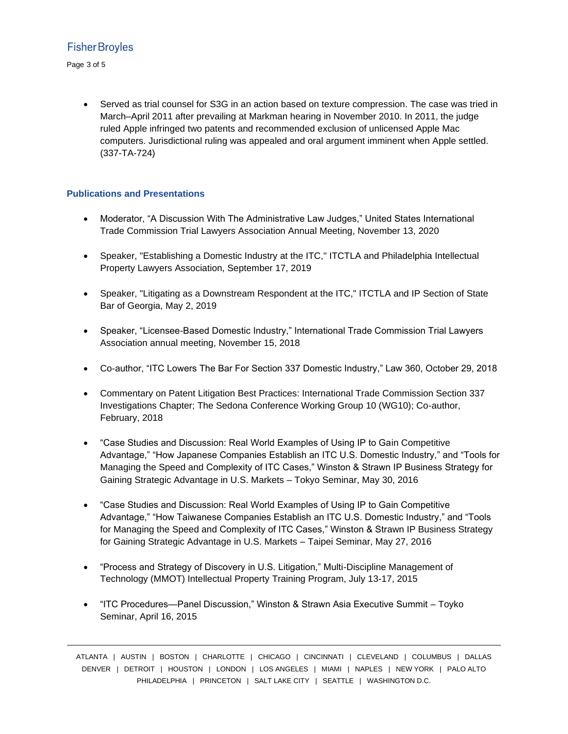- Served as trial counsel for S3G in an action based on texture compression. The case was tried in March–April 2011 after prevailing at Markman hearing in November 2010. In 2011, the judge ruled Apple infringed two patents and recommended exclusion of unlicensed Apple Mac computers. Jurisdictional ruling was appealed and oral argument imminent when Apple settled. (337-TA-724)

## Publications and Presentations

- Moderator, "A Discussion With The Administrative Law Judges," United States International Trade Commission Trial Lawyers Association Annual Meeting, November 13, 2020

- Speaker, "Establishing a Domestic Industry at the ITC," ITCTLA and Philadelphia Intellectual Property Lawyers Association, September 17, 2019

- Speaker, "Litigating as a Downstream Respondent at the ITC," ITCTLA and IP Section of State Bar of Georgia, May 2, 2019

- Speaker, "Licensee-Based Domestic Industry," International Trade Commission Trial Lawyers Association annual meeting, November 15, 2018

- Co-author, "ITC Lowers The Bar For Section 337 Domestic Industry," Law 360, October 29, 2018

- Commentary on Patent Litigation Best Practices: International Trade Commission Section 337 Investigations Chapter; The Sedona Conference Working Group 10 (WG10); Co-author, February, 2018

- "Case Studies and Discussion: Real World Examples of Using IP to Gain Competitive Advantage," "How Japanese Companies Establish an ITC U.S. Domestic Industry," and "Tools for Managing the Speed and Complexity of ITC Cases," Winston & Strawn IP Business Strategy for Gaining Strategic Advantage in U.S. Markets – Tokyo Seminar, May 30, 2016

- "Case Studies and Discussion: Real World Examples of Using IP to Gain Competitive Advantage," "How Taiwanese Companies Establish an ITC U.S. Domestic Industry," and "Tools for Managing the Speed and Complexity of ITC Cases," Winston & Strawn IP Business Strategy for Gaining Strategic Advantage in U.S. Markets – Taipei Seminar, May 27, 2016

- "Process and Strategy of Discovery in U.S. Litigation," Multi-Discipline Management of Technology (MMOT) Intellectual Property Training Program, July 13-17, 2015

- "ITC Procedures—Panel Discussion," Winston & Strawn Asia Executive Summit – Toyko Seminar, April 16, 2015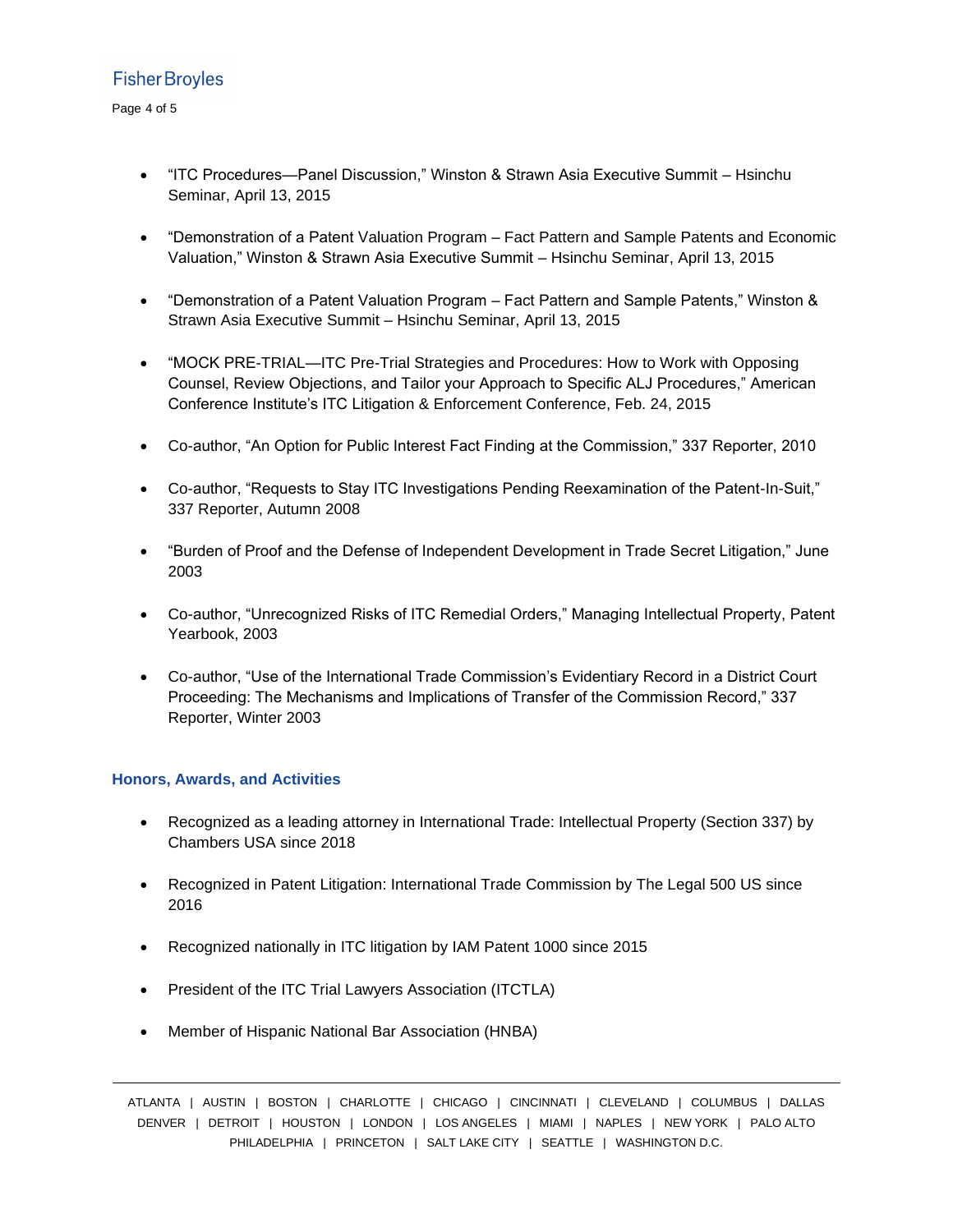- "ITC Procedures—Panel Discussion," Winston & Strawn Asia Executive Summit – Hsinchu Seminar, April 13, 2015

- "Demonstration of a Patent Valuation Program – Fact Pattern and Sample Patents and Economic Valuation," Winston & Strawn Asia Executive Summit – Hsinchu Seminar, April 13, 2015

- "Demonstration of a Patent Valuation Program – Fact Pattern and Sample Patents," Winston & Strawn Asia Executive Summit – Hsinchu Seminar, April 13, 2015

- "MOCK PRE-TRIAL—ITC Pre-Trial Strategies and Procedures: How to Work with Opposing Counsel, Review Objections, and Tailor your Approach to Specific ALJ Procedures," American Conference Institute's ITC Litigation & Enforcement Conference, Feb. 24, 2015

- Co-author, "An Option for Public Interest Fact Finding at the Commission," 337 Reporter, 2010

- Co-author, "Requests to Stay ITC Investigations Pending Reexamination of the Patent-In-Suit," 337 Reporter, Autumn 2008

- "Burden of Proof and the Defense of Independent Development in Trade Secret Litigation," June 2003

- Co-author, "Unrecognized Risks of ITC Remedial Orders," Managing Intellectual Property, Patent Yearbook, 2003

- Co-author, "Use of the International Trade Commission's Evidentiary Record in a District Court Proceeding: The Mechanisms and Implications of Transfer of the Commission Record," 337 Reporter, Winter 2003

## Honors, Awards, and Activities

- Recognized as a leading attorney in International Trade: Intellectual Property (Section 337) by Chambers USA since 2018

- Recognized in Patent Litigation: International Trade Commission by The Legal 500 US since 2016

- Recognized nationally in ITC litigation by IAM Patent 1000 since 2015

- President of the ITC Trial Lawyers Association (ITCTLA)

- Member of Hispanic National Bar Association (HNBA)